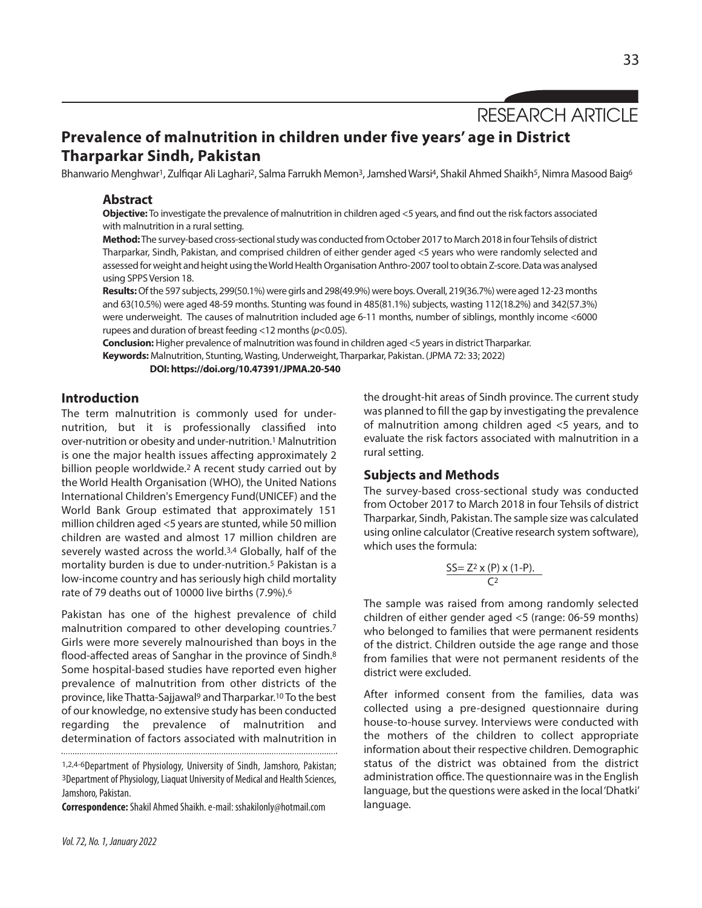RESEARCH ARTICLE

# Prevalence of malnutrition in children under five years' age in District Tharparkar Sindh, Pakistan

Bhanwario Menghwar[1], Zulfiqar Ali Laghari[2], Salma Farrukh Memon[3], Jamshed Warsi[4], Shakil Ahmed Shaikh[5], Nimra Masood Baig[6]

## Abstract

**Objective:** To investigate the prevalence of malnutrition in children aged <5 years, and find out the risk factors associated with malnutrition in a rural setting.

**Method:** The survey-based cross-sectional study was conducted from October 2017 to March 2018 in four Tehsils of district Tharparkar, Sindh, Pakistan, and comprised children of either gender aged <5 years who were randomly selected and assessed for weight and height using the World Health Organisation Anthro-2007 tool to obtain Z-score. Data was analysed using SPPS Version 18.

**Results:** Of the 597 subjects, 299(50.1%) were girls and 298(49.9%) were boys. Overall, 219(36.7%) were aged 12-23 months and 63(10.5%) were aged 48-59 months. Stunting was found in 485(81.1%) subjects, wasting 112(18.2%) and 342(57.3%) were underweight. The causes of malnutrition included age 6-11 months, number of siblings, monthly income <6000 rupees and duration of breast feeding <12 months ($p<0.05$).

**Conclusion:** Higher prevalence of malnutrition was found in children aged <5 years in district Tharparkar.

**Keywords:** Malnutrition, Stunting, Wasting, Underweight, Tharparkar, Pakistan. (JPMA 72: 33; 2022)

**DOI: https://doi.org/10.47391/JPMA.20-540**

## Introduction

The term malnutrition is commonly used for under-nutrition, but it is professionally classified into over-nutrition or obesity and under-nutrition.[1] Malnutrition is one the major health issues affecting approximately 2 billion people worldwide.[2] A recent study carried out by the World Health Organisation (WHO), the United Nations International Children's Emergency Fund(UNICEF) and the World Bank Group estimated that approximately 151 million children aged <5 years are stunted, while 50 million children are wasted and almost 17 million children are severely wasted across the world.[3,4] Globally, half of the mortality burden is due to under-nutrition.[5] Pakistan is a low-income country and has seriously high child mortality rate of 79 deaths out of 10000 live births (7.9%).[6]

Pakistan has one of the highest prevalence of child malnutrition compared to other developing countries.[7] Girls were more severely malnourished than boys in the flood-affected areas of Sanghar in the province of Sindh.[8] Some hospital-based studies have reported even higher prevalence of malnutrition from other districts of the province, like Thatta-Sajjawal[9] and Tharparkar.[10] To the best of our knowledge, no extensive study has been conducted regarding the prevalence of malnutrition and determination of factors associated with malnutrition in the drought-hit areas of Sindh province. The current study was planned to fill the gap by investigating the prevalence of malnutrition among children aged <5 years, and to evaluate the risk factors associated with malnutrition in a rural setting.

## Subjects and Methods

The survey-based cross-sectional study was conducted from October 2017 to March 2018 in four Tehsils of district Tharparkar, Sindh, Pakistan. The sample size was calculated using online calculator (Creative research system software), which uses the formula:

$$SS = \frac{Z^2 \times (P) \times (1-P)}{C^2}$$

The sample was raised from among randomly selected children of either gender aged <5 (range: 06-59 months) who belonged to families that were permanent residents of the district. Children outside the age range and those from families that were not permanent residents of the district were excluded.

After informed consent from the families, data was collected using a pre-designed questionnaire during house-to-house survey. Interviews were conducted with the mothers of the children to collect appropriate information about their respective children. Demographic status of the district was obtained from the district administration office. The questionnaire was in the English language, but the questions were asked in the local 'Dhatki' language.

---

[1,2,4-6]Department of Physiology, University of Sindh, Jamshoro, Pakistan; [3]Department of Physiology, Liaquat University of Medical and Health Sciences, Jamshoro, Pakistan.

**Correspondence:** Shakil Ahmed Shaikh. e-mail: sshakilonly@hotmail.com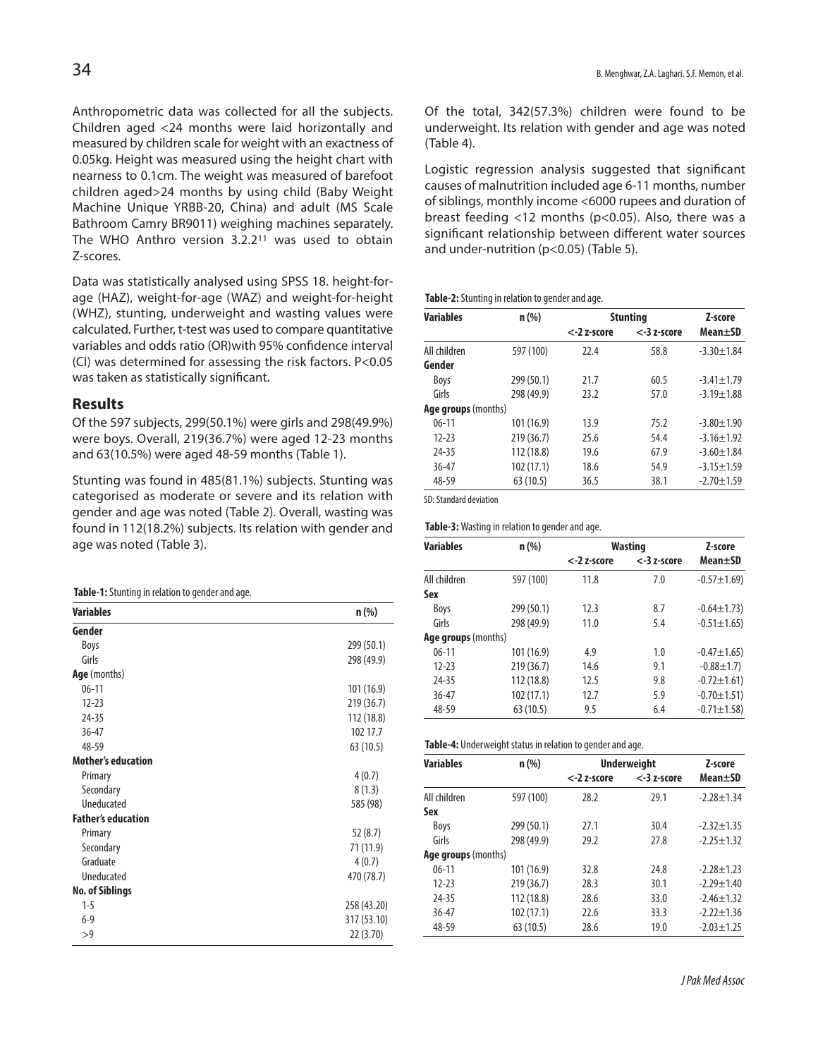Anthropometric data was collected for all the subjects. Children aged <24 months were laid horizontally and measured by children scale for weight with an exactness of 0.05kg. Height was measured using the height chart with nearness to 0.1cm. The weight was measured of barefoot children aged>24 months by using child (Baby Weight Machine Unique YRBB-20, China) and adult (MS Scale Bathroom Camry BR9011) weighing machines separately. The WHO Anthro version 3.2.2[11] was used to obtain Z-scores.

Data was statistically analysed using SPSS 18. height-for-age (HAZ), weight-for-age (WAZ) and weight-for-height (WHZ), stunting, underweight and wasting values were calculated. Further, t-test was used to compare quantitative variables and odds ratio (OR)with 95% confidence interval (CI) was determined for assessing the risk factors. P<0.05 was taken as statistically significant.

## Results

Of the 597 subjects, 299(50.1%) were girls and 298(49.9%) were boys. Overall, 219(36.7%) were aged 12-23 months and 63(10.5%) were aged 48-59 months (Table 1).

Stunting was found in 485(81.1%) subjects. Stunting was categorised as moderate or severe and its relation with gender and age was noted (Table 2). Overall, wasting was found in 112(18.2%) subjects. Its relation with gender and age was noted (Table 3).

**Table-1:** Stunting in relation to gender and age.

| Variables | n (%) |
|---|---|
| **Gender** | |
| Boys | 299 (50.1) |
| Girls | 298 (49.9) |
| **Age** (months) | |
| 06-11 | 101 (16.9) |
| 12-23 | 219 (36.7) |
| 24-35 | 112 (18.8) |
| 36-47 | 102 17.7 |
| 48-59 | 63 (10.5) |
| **Mother's education** | |
| Primary | 4 (0.7) |
| Secondary | 8 (1.3) |
| Uneducated | 585 (98) |
| **Father's education** | |
| Primary | 52 (8.7) |
| Secondary | 71 (11.9) |
| Graduate | 4 (0.7) |
| Uneducated | 470 (78.7) |
| **No. of Siblings** | |
| 1-5 | 258 (43.20) |
| 6-9 | 317 (53.10) |
| >9 | 22 (3.70) |

Of the total, 342(57.3%) children were found to be underweight. Its relation with gender and age was noted (Table 4).

Logistic regression analysis suggested that significant causes of malnutrition included age 6-11 months, number of siblings, monthly income <6000 rupees and duration of breast feeding <12 months (p<0.05). Also, there was a significant relationship between different water sources and under-nutrition (p<0.05) (Table 5).

**Table-2:** Stunting in relation to gender and age.

| Variables | n (%) | Stunting | | Z-score |
|---|---|---|---|---|
| | | <-2 z-score | <-3 z-score | Mean±SD |
| All children | 597 (100) | 22.4 | 58.8 | -3.30±1.84 |
| **Gender** | | | | |
| Boys | 299 (50.1) | 21.7 | 60.5 | -3.41±1.79 |
| Girls | 298 (49.9) | 23.2 | 57.0 | -3.19±1.88 |
| **Age groups** (months) | | | | |
| 06-11 | 101 (16.9) | 13.9 | 75.2 | -3.80±1.90 |
| 12-23 | 219 (36.7) | 25.6 | 54.4 | -3.16±1.92 |
| 24-35 | 112 (18.8) | 19.6 | 67.9 | -3.60±1.84 |
| 36-47 | 102 (17.1) | 18.6 | 54.9 | -3.15±1.59 |
| 48-59 | 63 (10.5) | 36.5 | 38.1 | -2.70±1.59 |

SD: Standard deviation

**Table-3:** Wasting in relation to gender and age.

| Variables | n (%) | Wasting | | Z-score |
|---|---|---|---|---|
| | | <-2 z-score | <-3 z-score | Mean±SD |
| All children | 597 (100) | 11.8 | 7.0 | -0.57±1.69) |
| **Sex** | | | | |
| Boys | 299 (50.1) | 12.3 | 8.7 | -0.64±1.73) |
| Girls | 298 (49.9) | 11.0 | 5.4 | -0.51±1.65) |
| **Age groups** (months) | | | | |
| 06-11 | 101 (16.9) | 4.9 | 1.0 | -0.47±1.65) |
| 12-23 | 219 (36.7) | 14.6 | 9.1 | -0.88±1.7) |
| 24-35 | 112 (18.8) | 12.5 | 9.8 | -0.72±1.61) |
| 36-47 | 102 (17.1) | 12.7 | 5.9 | -0.70±1.51) |
| 48-59 | 63 (10.5) | 9.5 | 6.4 | -0.71±1.58) |

**Table-4:** Underweight status in relation to gender and age.

| Variables | n (%) | Underweight | | Z-score |
|---|---|---|---|---|
| | | <-2 z-score | <-3 z-score | Mean±SD |
| All children | 597 (100) | 28.2 | 29.1 | -2.28±1.34 |
| **Sex** | | | | |
| Boys | 299 (50.1) | 27.1 | 30.4 | -2.32±1.35 |
| Girls | 298 (49.9) | 29.2 | 27.8 | -2.25±1.32 |
| **Age groups** (months) | | | | |
| 06-11 | 101 (16.9) | 32.8 | 24.8 | -2.28±1.23 |
| 12-23 | 219 (36.7) | 28.3 | 30.1 | -2.29±1.40 |
| 24-35 | 112 (18.8) | 28.6 | 33.0 | -2.46±1.32 |
| 36-47 | 102 (17.1) | 22.6 | 33.3 | -2.22±1.36 |
| 48-59 | 63 (10.5) | 28.6 | 19.0 | -2.03±1.25 |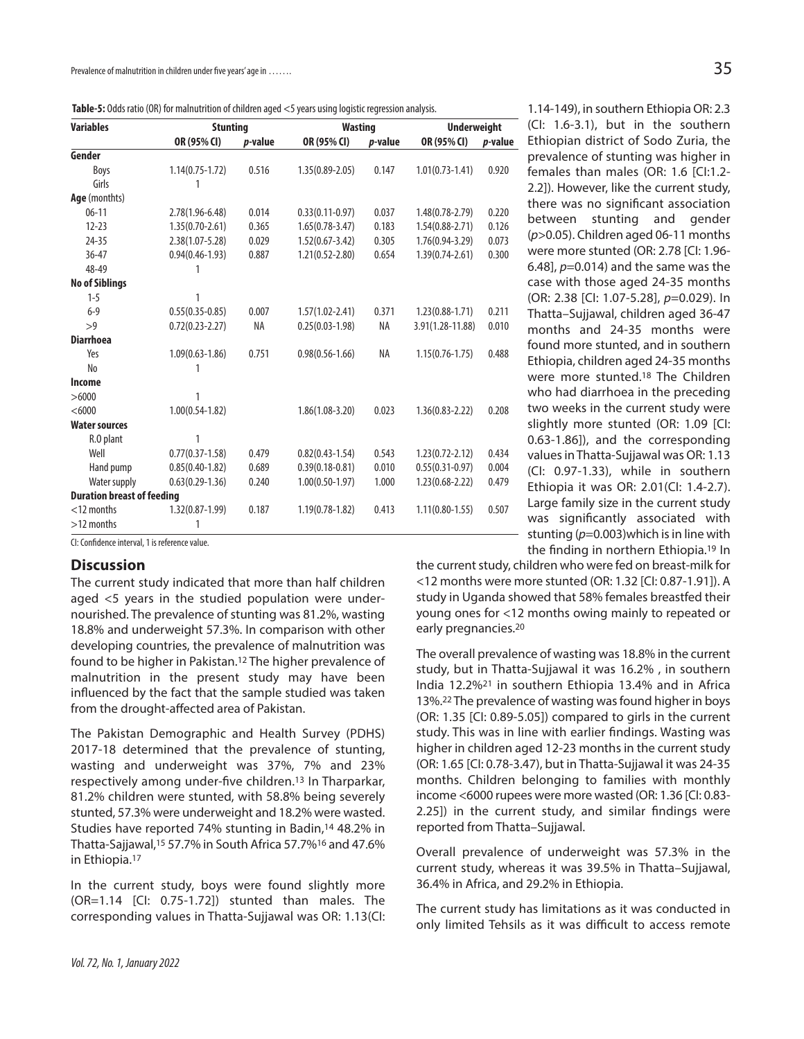**Table-5:** Odds ratio (OR) for malnutrition of children aged <5 years using logistic regression analysis.

| Variables | Stunting | | Wasting | | Underweight | |
|---|---|---|---|---|---|---|
| | OR (95% CI) | *p*-value | OR (95% CI) | *p*-value | OR (95% CI) | *p*-value |
| **Gender** | | | | | | |
| Boys | 1.14(0.75-1.72) | 0.516 | 1.35(0.89-2.05) | 0.147 | 1.01(0.73-1.41) | 0.920 |
| Girls | 1 | | | | | |
| **Age** (monthts) | | | | | | |
| 06-11 | 2.78(1.96-6.48) | 0.014 | 0.33(0.11-0.97) | 0.037 | 1.48(0.78-2.79) | 0.220 |
| 12-23 | 1.35(0.70-2.61) | 0.365 | 1.65(0.78-3.47) | 0.183 | 1.54(0.88-2.71) | 0.126 |
| 24-35 | 2.38(1.07-5.28) | 0.029 | 1.52(0.67-3.42) | 0.305 | 1.76(0.94-3.29) | 0.073 |
| 36-47 | 0.94(0.46-1.93) | 0.887 | 1.21(0.52-2.80) | 0.654 | 1.39(0.74-2.61) | 0.300 |
| 48-49 | 1 | | | | | |
| **No of Siblings** | | | | | | |
| 1-5 | 1 | | | | | |
| 6-9 | 0.55(0.35-0.85) | 0.007 | 1.57(1.02-2.41) | 0.371 | 1.23(0.88-1.71) | 0.211 |
| >9 | 0.72(0.23-2.27) | NA | 0.25(0.03-1.98) | NA | 3.91(1.28-11.88) | 0.010 |
| **Diarrhoea** | | | | | | |
| Yes | 1.09(0.63-1.86) | 0.751 | 0.98(0.56-1.66) | NA | 1.15(0.76-1.75) | 0.488 |
| No | 1 | | | | | |
| **Income** | | | | | | |
| >6000 | 1 | | | | | |
| <6000 | 1.00(0.54-1.82) | | 1.86(1.08-3.20) | 0.023 | 1.36(0.83-2.22) | 0.208 |
| **Water sources** | | | | | | |
| R.O plant | 1 | | | | | |
| Well | 0.77(0.37-1.58) | 0.479 | 0.82(0.43-1.54) | 0.543 | 1.23(0.72-2.12) | 0.434 |
| Hand pump | 0.85(0.40-1.82) | 0.689 | 0.39(0.18-0.81) | 0.010 | 0.55(0.31-0.97) | 0.004 |
| Water supply | 0.63(0.29-1.36) | 0.240 | 1.00(0.50-1.97) | 1.000 | 1.23(0.68-2.22) | 0.479 |
| **Duration breast of feeding** | | | | | | |
| <12 months | 1.32(0.87-1.99) | 0.187 | 1.19(0.78-1.82) | 0.413 | 1.11(0.80-1.55) | 0.507 |
| >12 months | 1 | | | | | |

CI: Confidence interval, 1 is reference value.

## Discussion

The current study indicated that more than half children aged <5 years in the studied population were under-nourished. The prevalence of stunting was 81.2%, wasting 18.8% and underweight 57.3%. In comparison with other developing countries, the prevalence of malnutrition was found to be higher in Pakistan.[12] The higher prevalence of malnutrition in the present study may have been influenced by the fact that the sample studied was taken from the drought-affected area of Pakistan.

The Pakistan Demographic and Health Survey (PDHS) 2017-18 determined that the prevalence of stunting, wasting and underweight was 37%, 7% and 23% respectively among under-five children.[13] In Tharparkar, 81.2% children were stunted, with 58.8% being severely stunted, 57.3% were underweight and 18.2% were wasted. Studies have reported 74% stunting in Badin,[14] 48.2% in Thatta-Sajjawal,[15] 57.7% in South Africa 57.7%[16] and 47.6% in Ethiopia.[17]

In the current study, boys were found slightly more (OR=1.14 [CI: 0.75-1.72]) stunted than males. The corresponding values in Thatta-Sujjawal was OR: 1.13(CI: 1.14-149), in southern Ethiopia OR: 2.3 (CI: 1.6-3.1), but in the southern Ethiopian district of Sodo Zuria, the prevalence of stunting was higher in females than males (OR: 1.6 [CI:1.2-2.2]). However, like the current study, there was no significant association between stunting and gender ($p$>0.05). Children aged 06-11 months were more stunted (OR: 2.78 [CI: 1.96-6.48], $p$=0.014) and the same was the case with those aged 24-35 months (OR: 2.38 [CI: 1.07-5.28], $p$=0.029). In Thatta–Sujjawal, children aged 36-47 months and 24-35 months were found more stunted, and in southern Ethiopia, children aged 24-35 months were more stunted.[18] The Children who had diarrhoea in the preceding two weeks in the current study were slightly more stunted (OR: 1.09 [CI: 0.63-1.86]), and the corresponding values in Thatta-Sujjawal was OR: 1.13 (CI: 0.97-1.33), while in southern Ethiopia it was OR: 2.01(CI: 1.4-2.7). Large family size in the current study was significantly associated with stunting ($p$=0.003)which is in line with the finding in northern Ethiopia.[19] In the current study, children who were fed on breast-milk for <12 months were more stunted (OR: 1.32 [CI: 0.87-1.91]). A study in Uganda showed that 58% females breastfed their young ones for <12 months owing mainly to repeated or early pregnancies.[20]

The overall prevalence of wasting was 18.8% in the current study, but in Thatta-Sujjawal it was 16.2% , in southern India 12.2%[21] in southern Ethiopia 13.4% and in Africa 13%.[22] The prevalence of wasting was found higher in boys (OR: 1.35 [CI: 0.89-5.05]) compared to girls in the current study. This was in line with earlier findings. Wasting was higher in children aged 12-23 months in the current study (OR: 1.65 [CI: 0.78-3.47), but in Thatta-Sujjawal it was 24-35 months. Children belonging to families with monthly income <6000 rupees were more wasted (OR: 1.36 [CI: 0.83-2.25]) in the current study, and similar findings were reported from Thatta–Sujjawal.

Overall prevalence of underweight was 57.3% in the current study, whereas it was 39.5% in Thatta–Sujjawal, 36.4% in Africa, and 29.2% in Ethiopia.

The current study has limitations as it was conducted in only limited Tehsils as it was difficult to access remote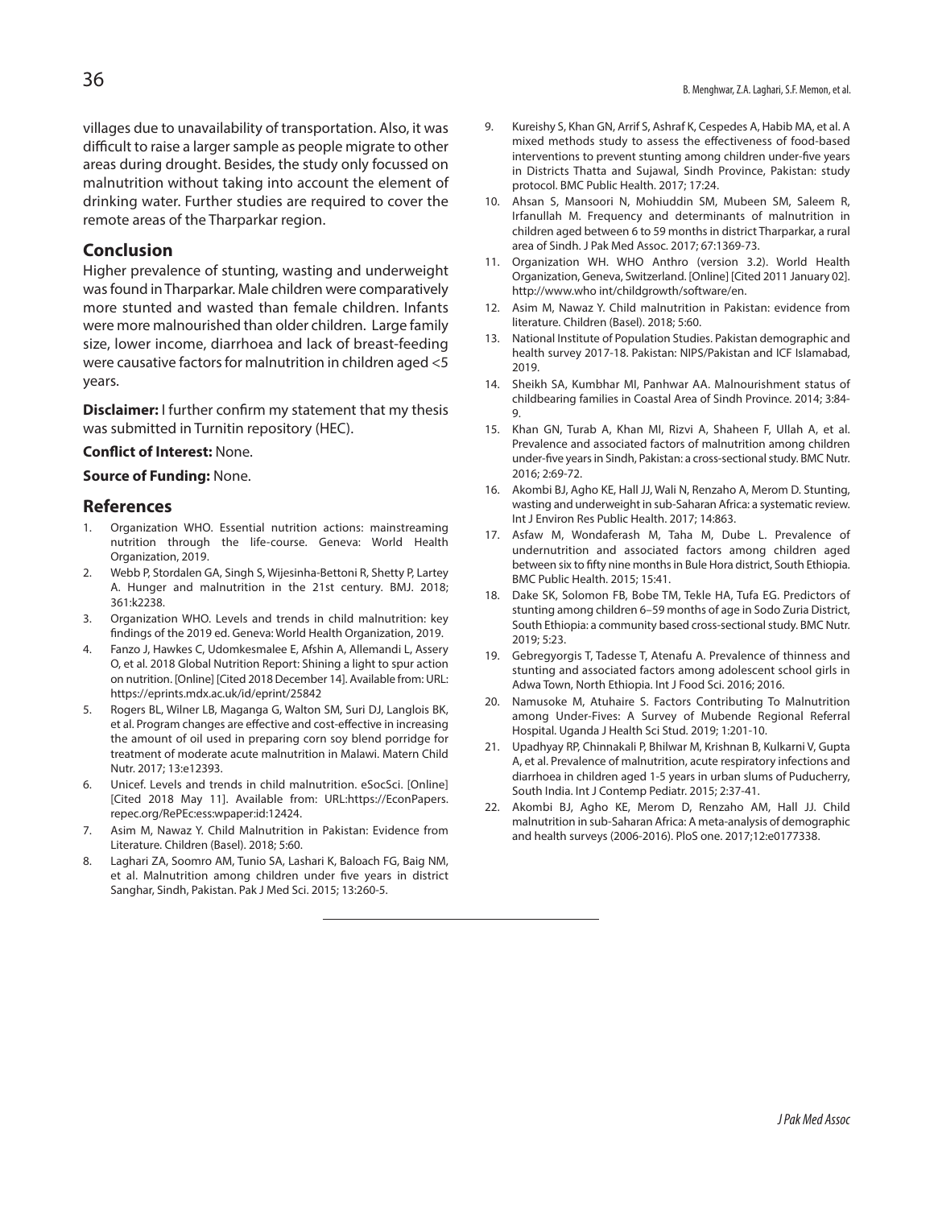villages due to unavailability of transportation. Also, it was difficult to raise a larger sample as people migrate to other areas during drought. Besides, the study only focussed on malnutrition without taking into account the element of drinking water. Further studies are required to cover the remote areas of the Tharparkar region.

## Conclusion

Higher prevalence of stunting, wasting and underweight was found in Tharparkar. Male children were comparatively more stunted and wasted than female children. Infants were more malnourished than older children. Large family size, lower income, diarrhoea and lack of breast-feeding were causative factors for malnutrition in children aged <5 years.

**Disclaimer:** I further confirm my statement that my thesis was submitted in Turnitin repository (HEC).

**Conflict of Interest:** None.

**Source of Funding:** None.

## References

1. Organization WHO. Essential nutrition actions: mainstreaming nutrition through the life-course. Geneva: World Health Organization, 2019.
2. Webb P, Stordalen GA, Singh S, Wijesinha-Bettoni R, Shetty P, Lartey A. Hunger and malnutrition in the 21st century. BMJ. 2018; 361:k2238.
3. Organization WHO. Levels and trends in child malnutrition: key findings of the 2019 ed. Geneva: World Health Organization, 2019.
4. Fanzo J, Hawkes C, Udomkesmalee E, Afshin A, Allemandi L, Assery O, et al. 2018 Global Nutrition Report: Shining a light to spur action on nutrition. [Online] [Cited 2018 December 14]. Available from: URL: https://eprints.mdx.ac.uk/id/eprint/25842
5. Rogers BL, Wilner LB, Maganga G, Walton SM, Suri DJ, Langlois BK, et al. Program changes are effective and cost-effective in increasing the amount of oil used in preparing corn soy blend porridge for treatment of moderate acute malnutrition in Malawi. Matern Child Nutr. 2017; 13:e12393.
6. Unicef. Levels and trends in child malnutrition. eSocSci. [Online] [Cited 2018 May 11]. Available from: URL:https://EconPapers.repec.org/RePEc:ess:wpaper:id:12424.
7. Asim M, Nawaz Y. Child Malnutrition in Pakistan: Evidence from Literature. Children (Basel). 2018; 5:60.
8. Laghari ZA, Soomro AM, Tunio SA, Lashari K, Baloach FG, Baig NM, et al. Malnutrition among children under five years in district Sanghar, Sindh, Pakistan. Pak J Med Sci. 2015; 13:260-5.
9. Kureishy S, Khan GN, Arrif S, Ashraf K, Cespedes A, Habib MA, et al. A mixed methods study to assess the effectiveness of food-based interventions to prevent stunting among children under-five years in Districts Thatta and Sujawal, Sindh Province, Pakistan: study protocol. BMC Public Health. 2017; 17:24.
10. Ahsan S, Mansoori N, Mohiuddin SM, Mubeen SM, Saleem R, Irfanullah M. Frequency and determinants of malnutrition in children aged between 6 to 59 months in district Tharparkar, a rural area of Sindh. J Pak Med Assoc. 2017; 67:1369-73.
11. Organization WH. WHO Anthro (version 3.2). World Health Organization, Geneva, Switzerland. [Online] [Cited 2011 January 02]. http://www.who int/childgrowth/software/en.
12. Asim M, Nawaz Y. Child malnutrition in Pakistan: evidence from literature. Children (Basel). 2018; 5:60.
13. National Institute of Population Studies. Pakistan demographic and health survey 2017-18. Pakistan: NIPS/Pakistan and ICF Islamabad, 2019.
14. Sheikh SA, Kumbhar MI, Panhwar AA. Malnourishment status of childbearing families in Coastal Area of Sindh Province. 2014; 3:84-9.
15. Khan GN, Turab A, Khan MI, Rizvi A, Shaheen F, Ullah A, et al. Prevalence and associated factors of malnutrition among children under-five years in Sindh, Pakistan: a cross-sectional study. BMC Nutr. 2016; 2:69-72.
16. Akombi BJ, Agho KE, Hall JJ, Wali N, Renzaho A, Merom D. Stunting, wasting and underweight in sub-Saharan Africa: a systematic review. Int J Environ Res Public Health. 2017; 14:863.
17. Asfaw M, Wondaferash M, Taha M, Dube L. Prevalence of undernutrition and associated factors among children aged between six to fifty nine months in Bule Hora district, South Ethiopia. BMC Public Health. 2015; 15:41.
18. Dake SK, Solomon FB, Bobe TM, Tekle HA, Tufa EG. Predictors of stunting among children 6–59 months of age in Sodo Zuria District, South Ethiopia: a community based cross-sectional study. BMC Nutr. 2019; 5:23.
19. Gebregyorgis T, Tadesse T, Atenafu A. Prevalence of thinness and stunting and associated factors among adolescent school girls in Adwa Town, North Ethiopia. Int J Food Sci. 2016; 2016.
20. Namusoke M, Atuhaire S. Factors Contributing To Malnutrition among Under-Fives: A Survey of Mubende Regional Referral Hospital. Uganda J Health Sci Stud. 2019; 1:201-10.
21. Upadhyay RP, Chinnakali P, Bhilwar M, Krishnan B, Kulkarni V, Gupta A, et al. Prevalence of malnutrition, acute respiratory infections and diarrhoea in children aged 1-5 years in urban slums of Puducherry, South India. Int J Contemp Pediatr. 2015; 2:37-41.
22. Akombi BJ, Agho KE, Merom D, Renzaho AM, Hall JJ. Child malnutrition in sub-Saharan Africa: A meta-analysis of demographic and health surveys (2006-2016). PloS one. 2017;12:e0177338.